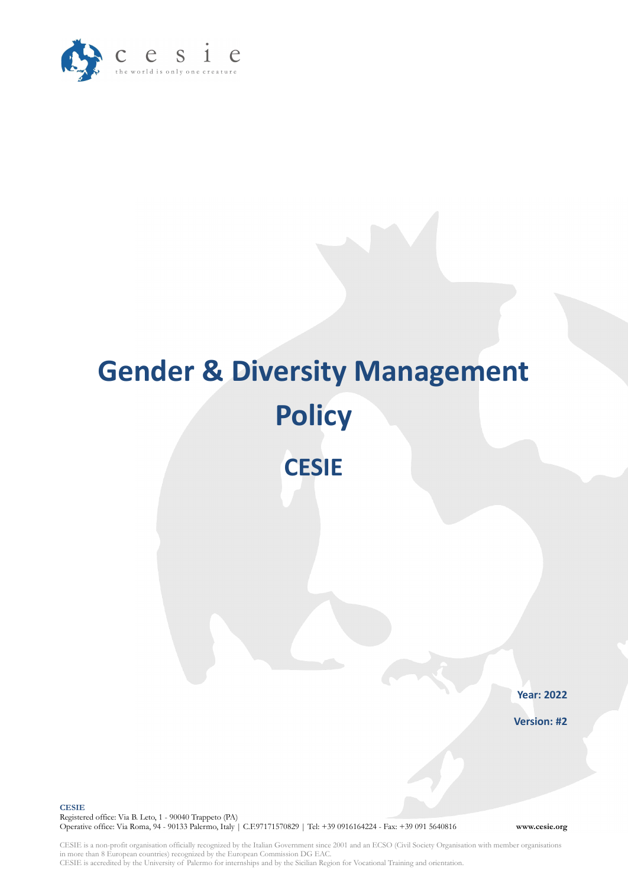# Gender & Diversity Management Policy

## CESIE

**Year: 2022**

**Version: #2**

**CESIE**
Registered office: Via B. Leto, 1 - 90040 Trappeto (PA)
Operative office: Via Roma, 94 - 90133 Palermo, Italy | C.F.97171570829 | Tel: +39 0916164224 - Fax: +39 091 5640816

**www.cesie.org**

CESIE is a non-profit organisation officially recognized by the Italian Government since 2001 and an ECSO (Civil Society Organisation with member organisations in more than 8 European countries) recognized by the European Commission DG EAC.
CESIE is accredited by the University of Palermo for internships and by the Sicilian Region for Vocational Training and orientation.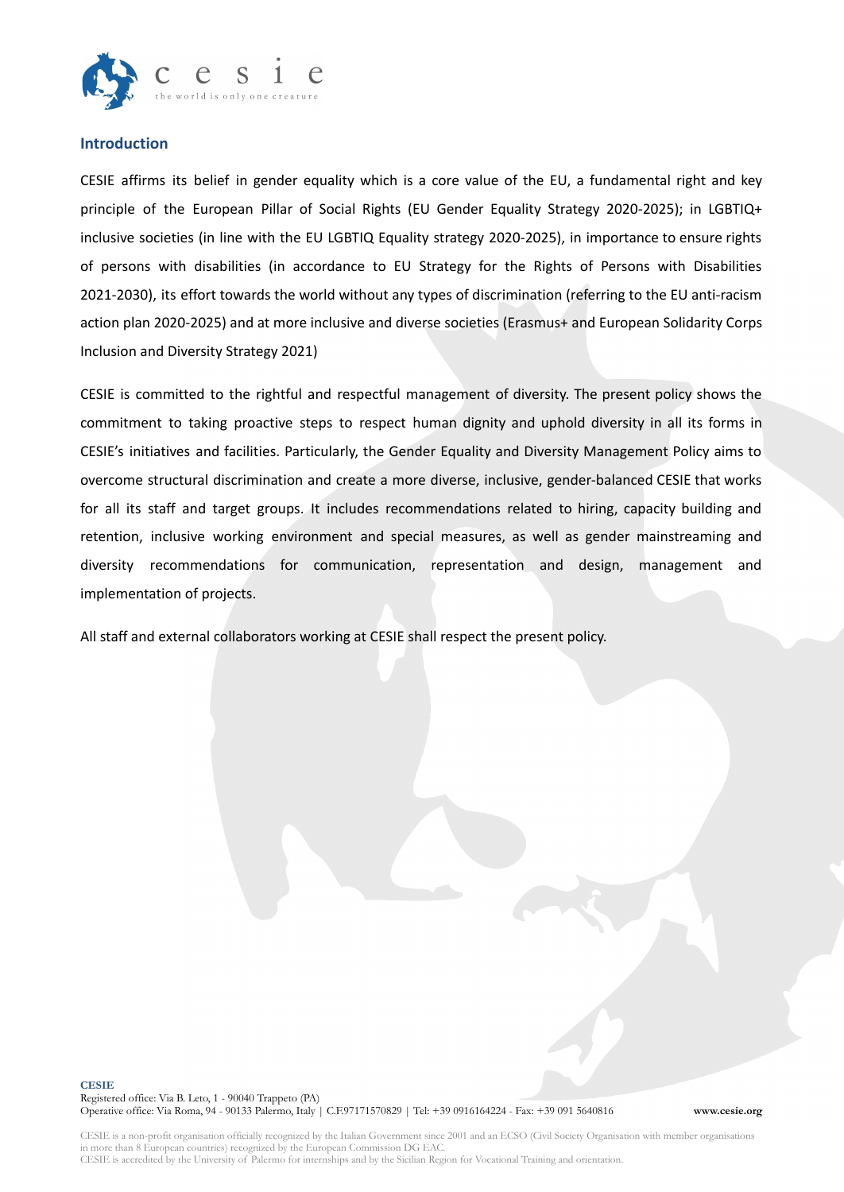## Introduction

CESIE affirms its belief in gender equality which is a core value of the EU, a fundamental right and key principle of the European Pillar of Social Rights (EU Gender Equality Strategy 2020-2025); in LGBTIQ+ inclusive societies (in line with the EU LGBTIQ Equality strategy 2020-2025), in importance to ensure rights of persons with disabilities (in accordance to EU Strategy for the Rights of Persons with Disabilities 2021-2030), its effort towards the world without any types of discrimination (referring to the EU anti-racism action plan 2020-2025) and at more inclusive and diverse societies (Erasmus+ and European Solidarity Corps Inclusion and Diversity Strategy 2021)

CESIE is committed to the rightful and respectful management of diversity. The present policy shows the commitment to taking proactive steps to respect human dignity and uphold diversity in all its forms in CESIE's initiatives and facilities. Particularly, the Gender Equality and Diversity Management Policy aims to overcome structural discrimination and create a more diverse, inclusive, gender-balanced CESIE that works for all its staff and target groups. It includes recommendations related to hiring, capacity building and retention, inclusive working environment and special measures, as well as gender mainstreaming and diversity recommendations for communication, representation and design, management and implementation of projects.

All staff and external collaborators working at CESIE shall respect the present policy.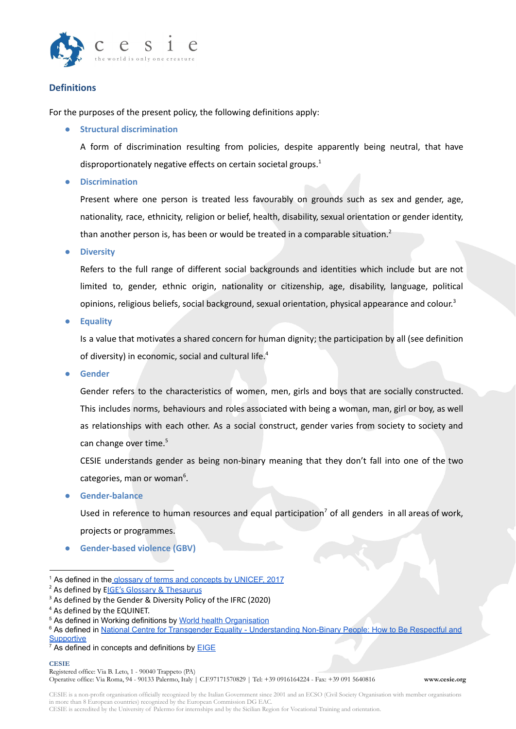## Definitions

For the purposes of the present policy, the following definitions apply:

- **Structural discrimination**

  A form of discrimination resulting from policies, despite apparently being neutral, that have disproportionately negative effects on certain societal groups.[1]

- **Discrimination**

  Present where one person is treated less favourably on grounds such as sex and gender, age, nationality, race, ethnicity, religion or belief, health, disability, sexual orientation or gender identity, than another person is, has been or would be treated in a comparable situation.[2]

- **Diversity**

  Refers to the full range of different social backgrounds and identities which include but are not limited to, gender, ethnic origin, nationality or citizenship, age, disability, language, political opinions, religious beliefs, social background, sexual orientation, physical appearance and colour.[3]

- **Equality**

  Is a value that motivates a shared concern for human dignity; the participation by all (see definition of diversity) in economic, social and cultural life.[4]

- **Gender**

  Gender refers to the characteristics of women, men, girls and boys that are socially constructed. This includes norms, behaviours and roles associated with being a woman, man, girl or boy, as well as relationships with each other. As a social construct, gender varies from society to society and can change over time.[5]

  CESIE understands gender as being non-binary meaning that they don't fall into one of the two categories, man or woman[6].

- **Gender-balance**

  Used in reference to human resources and equal participation[7] of all genders in all areas of work, projects or programmes.

- **Gender-based violence (GBV)**

---

[1] As defined in the glossary of terms and concepts by UNICEF, 2017

[2] As defined by EIGE's Glossary & Thesaurus

[3] As defined by the Gender & Diversity Policy of the IFRC (2020)

[4] As defined by the EQUINET.

[5] As defined in Working definitions by World health Organisation

[6] As defined in National Centre for Transgender Equality - Understanding Non-Binary People: How to Be Respectful and Supportive

[7] As defined in concepts and definitions by EIGE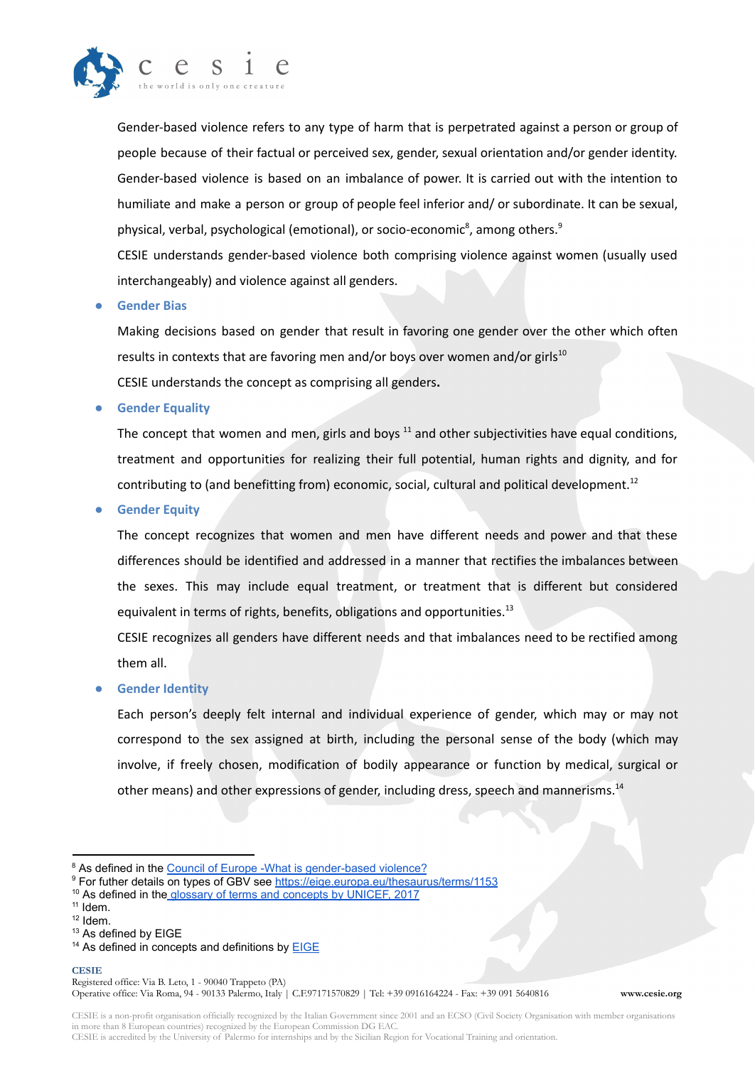Gender-based violence refers to any type of harm that is perpetrated against a person or group of people because of their factual or perceived sex, gender, sexual orientation and/or gender identity. Gender-based violence is based on an imbalance of power. It is carried out with the intention to humiliate and make a person or group of people feel inferior and/ or subordinate. It can be sexual, physical, verbal, psychological (emotional), or socio-economic[8], among others.[9]

CESIE understands gender-based violence both comprising violence against women (usually used interchangeably) and violence against all genders.

- **Gender Bias**

  Making decisions based on gender that result in favoring one gender over the other which often results in contexts that are favoring men and/or boys over women and/or girls[10]

  CESIE understands the concept as comprising all genders.

- **Gender Equality**

  The concept that women and men, girls and boys [11] and other subjectivities have equal conditions, treatment and opportunities for realizing their full potential, human rights and dignity, and for contributing to (and benefitting from) economic, social, cultural and political development.[12]

- **Gender Equity**

  The concept recognizes that women and men have different needs and power and that these differences should be identified and addressed in a manner that rectifies the imbalances between the sexes. This may include equal treatment, or treatment that is different but considered equivalent in terms of rights, benefits, obligations and opportunities.[13]

  CESIE recognizes all genders have different needs and that imbalances need to be rectified among them all.

- **Gender Identity**

  Each person's deeply felt internal and individual experience of gender, which may or may not correspond to the sex assigned at birth, including the personal sense of the body (which may involve, if freely chosen, modification of bodily appearance or function by medical, surgical or other means) and other expressions of gender, including dress, speech and mannerisms.[14]

---

[8] As defined in the Council of Europe -What is gender-based violence?

[9] For futher details on types of GBV see https://eige.europa.eu/thesaurus/terms/1153

[10] As defined in the glossary of terms and concepts by UNICEF, 2017

[11] Idem.

[12] Idem.

[13] As defined by EIGE

[14] As defined in concepts and definitions by EIGE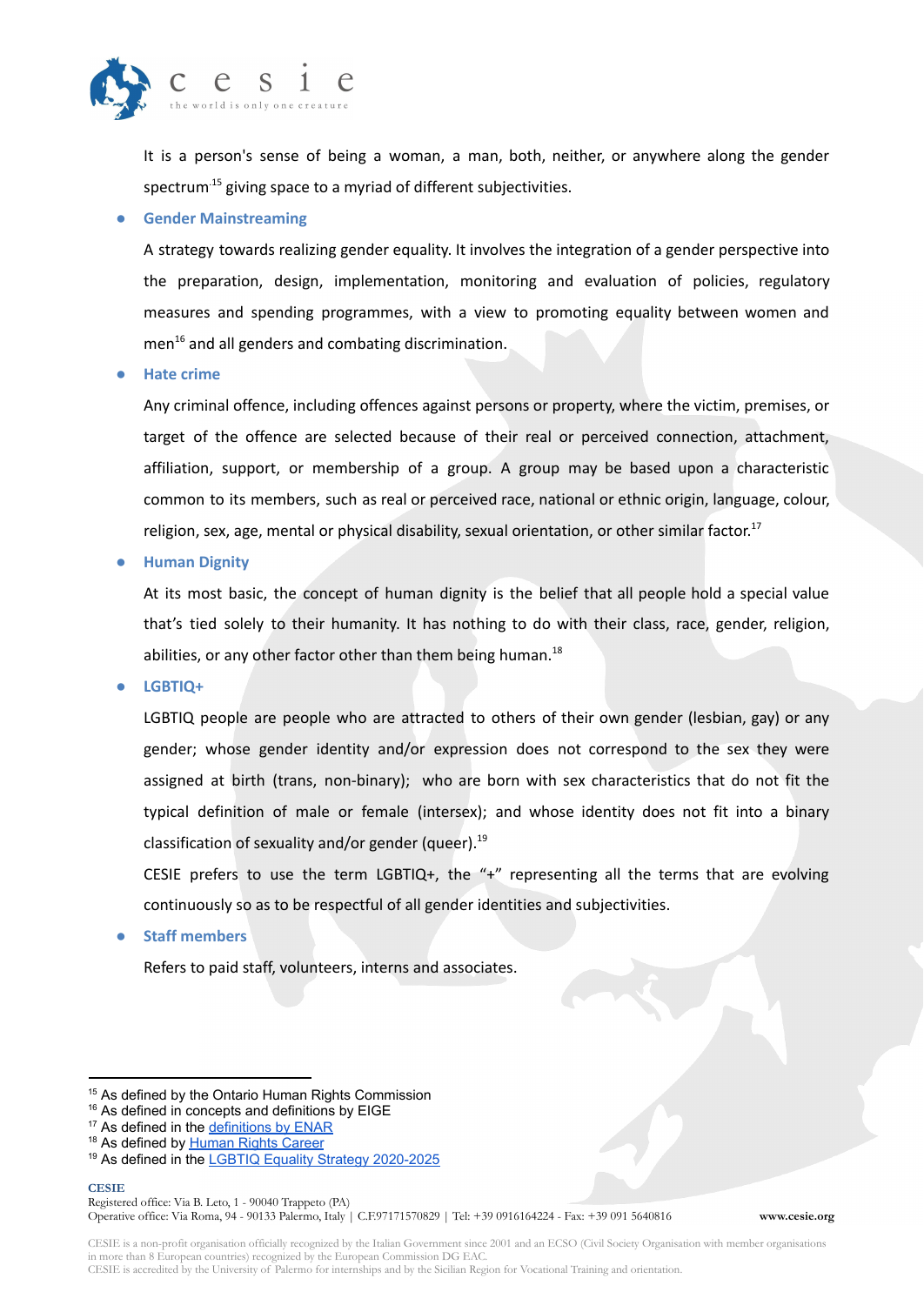It is a person's sense of being a woman, a man, both, neither, or anywhere along the gender spectrum[15] giving space to a myriad of different subjectivities.

- **Gender Mainstreaming**

  A strategy towards realizing gender equality. It involves the integration of a gender perspective into the preparation, design, implementation, monitoring and evaluation of policies, regulatory measures and spending programmes, with a view to promoting equality between women and men[16] and all genders and combating discrimination.

- **Hate crime**

  Any criminal offence, including offences against persons or property, where the victim, premises, or target of the offence are selected because of their real or perceived connection, attachment, affiliation, support, or membership of a group. A group may be based upon a characteristic common to its members, such as real or perceived race, national or ethnic origin, language, colour, religion, sex, age, mental or physical disability, sexual orientation, or other similar factor.[17]

- **Human Dignity**

  At its most basic, the concept of human dignity is the belief that all people hold a special value that's tied solely to their humanity. It has nothing to do with their class, race, gender, religion, abilities, or any other factor other than them being human.[18]

- **LGBTIQ+**

  LGBTIQ people are people who are attracted to others of their own gender (lesbian, gay) or any gender; whose gender identity and/or expression does not correspond to the sex they were assigned at birth (trans, non-binary); who are born with sex characteristics that do not fit the typical definition of male or female (intersex); and whose identity does not fit into a binary classification of sexuality and/or gender (queer).[19]

  CESIE prefers to use the term LGBTIQ+, the "+" representing all the terms that are evolving continuously so as to be respectful of all gender identities and subjectivities.

- **Staff members**

  Refers to paid staff, volunteers, interns and associates.

---

[15] As defined by the Ontario Human Rights Commission
[16] As defined in concepts and definitions by EIGE
[17] As defined in the definitions by ENAR
[18] As defined by Human Rights Career
[19] As defined in the LGBTIQ Equality Strategy 2020-2025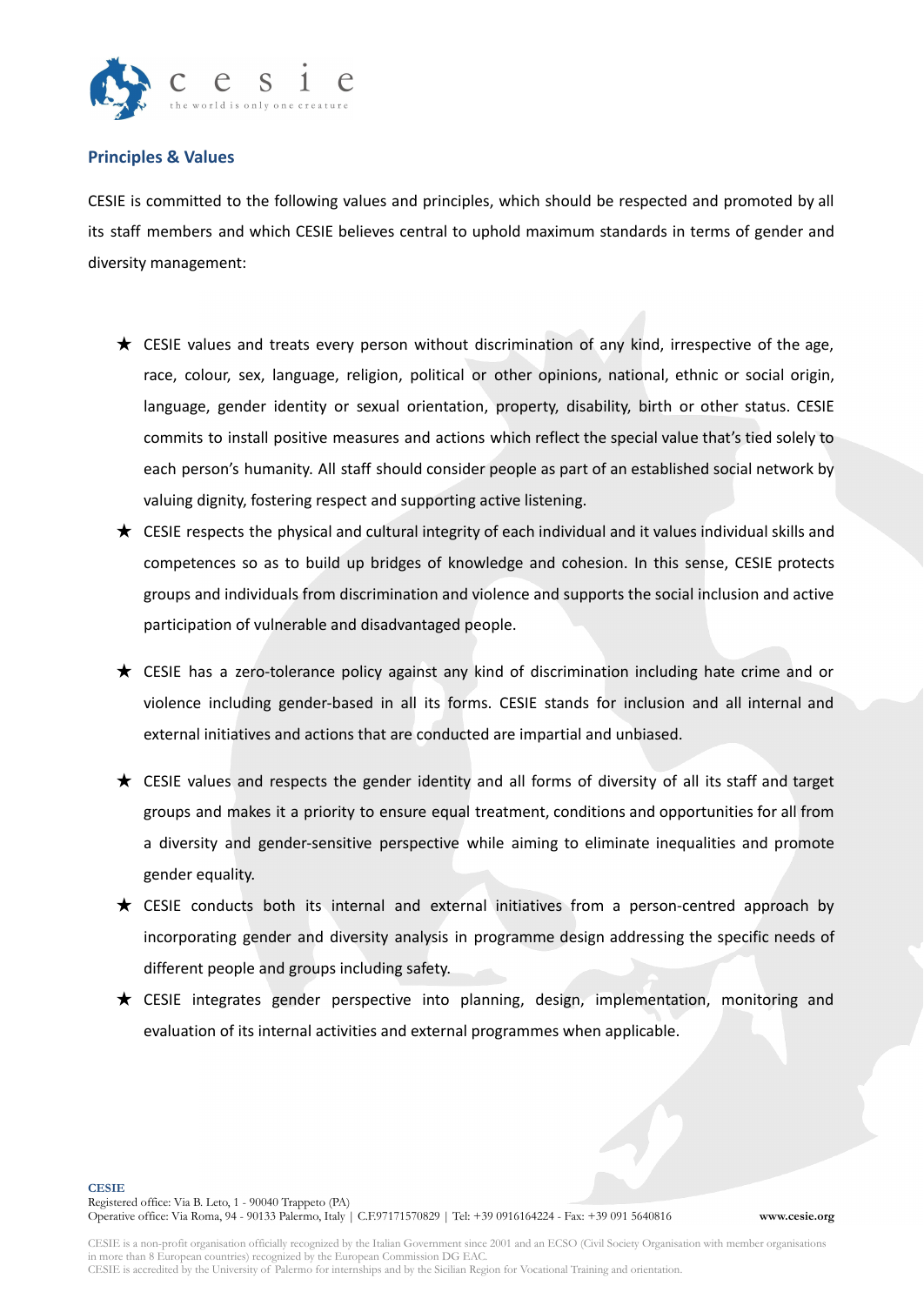## Principles & Values

CESIE is committed to the following values and principles, which should be respected and promoted by all its staff members and which CESIE believes central to uphold maximum standards in terms of gender and diversity management:

- ★ CESIE values and treats every person without discrimination of any kind, irrespective of the age, race, colour, sex, language, religion, political or other opinions, national, ethnic or social origin, language, gender identity or sexual orientation, property, disability, birth or other status. CESIE commits to install positive measures and actions which reflect the special value that's tied solely to each person's humanity. All staff should consider people as part of an established social network by valuing dignity, fostering respect and supporting active listening.
- ★ CESIE respects the physical and cultural integrity of each individual and it values individual skills and competences so as to build up bridges of knowledge and cohesion. In this sense, CESIE protects groups and individuals from discrimination and violence and supports the social inclusion and active participation of vulnerable and disadvantaged people.
- ★ CESIE has a zero-tolerance policy against any kind of discrimination including hate crime and or violence including gender-based in all its forms. CESIE stands for inclusion and all internal and external initiatives and actions that are conducted are impartial and unbiased.
- ★ CESIE values and respects the gender identity and all forms of diversity of all its staff and target groups and makes it a priority to ensure equal treatment, conditions and opportunities for all from a diversity and gender-sensitive perspective while aiming to eliminate inequalities and promote gender equality.
- ★ CESIE conducts both its internal and external initiatives from a person-centred approach by incorporating gender and diversity analysis in programme design addressing the specific needs of different people and groups including safety.
- ★ CESIE integrates gender perspective into planning, design, implementation, monitoring and evaluation of its internal activities and external programmes when applicable.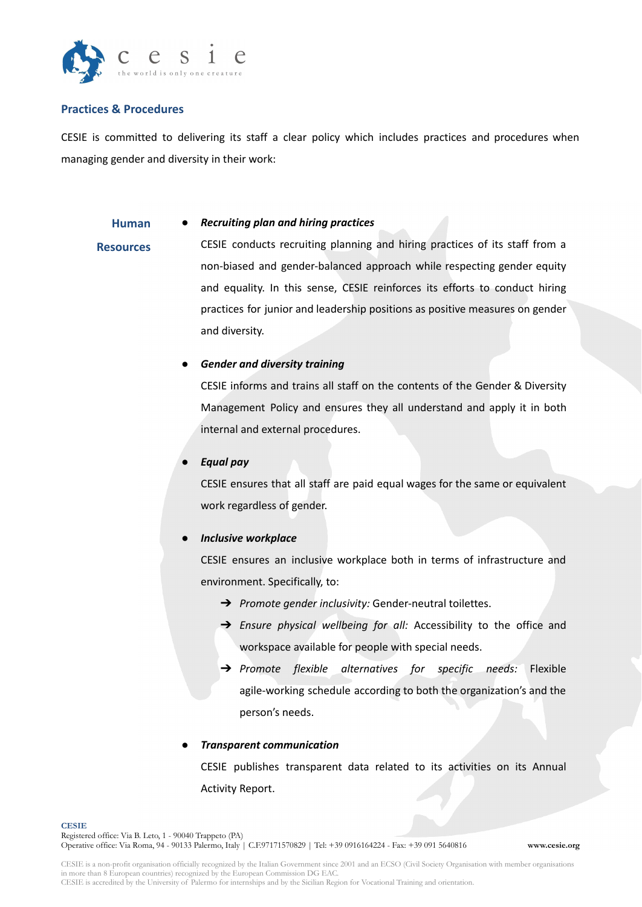## Practices & Procedures

CESIE is committed to delivering its staff a clear policy which includes practices and procedures when managing gender and diversity in their work:

### Human Resources

- ***Recruiting plan and hiring practices***

  CESIE conducts recruiting planning and hiring practices of its staff from a non-biased and gender-balanced approach while respecting gender equity and equality. In this sense, CESIE reinforces its efforts to conduct hiring practices for junior and leadership positions as positive measures on gender and diversity.

- ***Gender and diversity training***

  CESIE informs and trains all staff on the contents of the Gender & Diversity Management Policy and ensures they all understand and apply it in both internal and external procedures.

- ***Equal pay***

  CESIE ensures that all staff are paid equal wages for the same or equivalent work regardless of gender.

- ***Inclusive workplace***

  CESIE ensures an inclusive workplace both in terms of infrastructure and environment. Specifically, to:

  - ➔ *Promote gender inclusivity:* Gender-neutral toilettes.
  - ➔ *Ensure physical wellbeing for all:* Accessibility to the office and workspace available for people with special needs.
  - ➔ *Promote flexible alternatives for specific needs:* Flexible agile-working schedule according to both the organization's and the person's needs.

- ***Transparent communication***

  CESIE publishes transparent data related to its activities on its Annual Activity Report.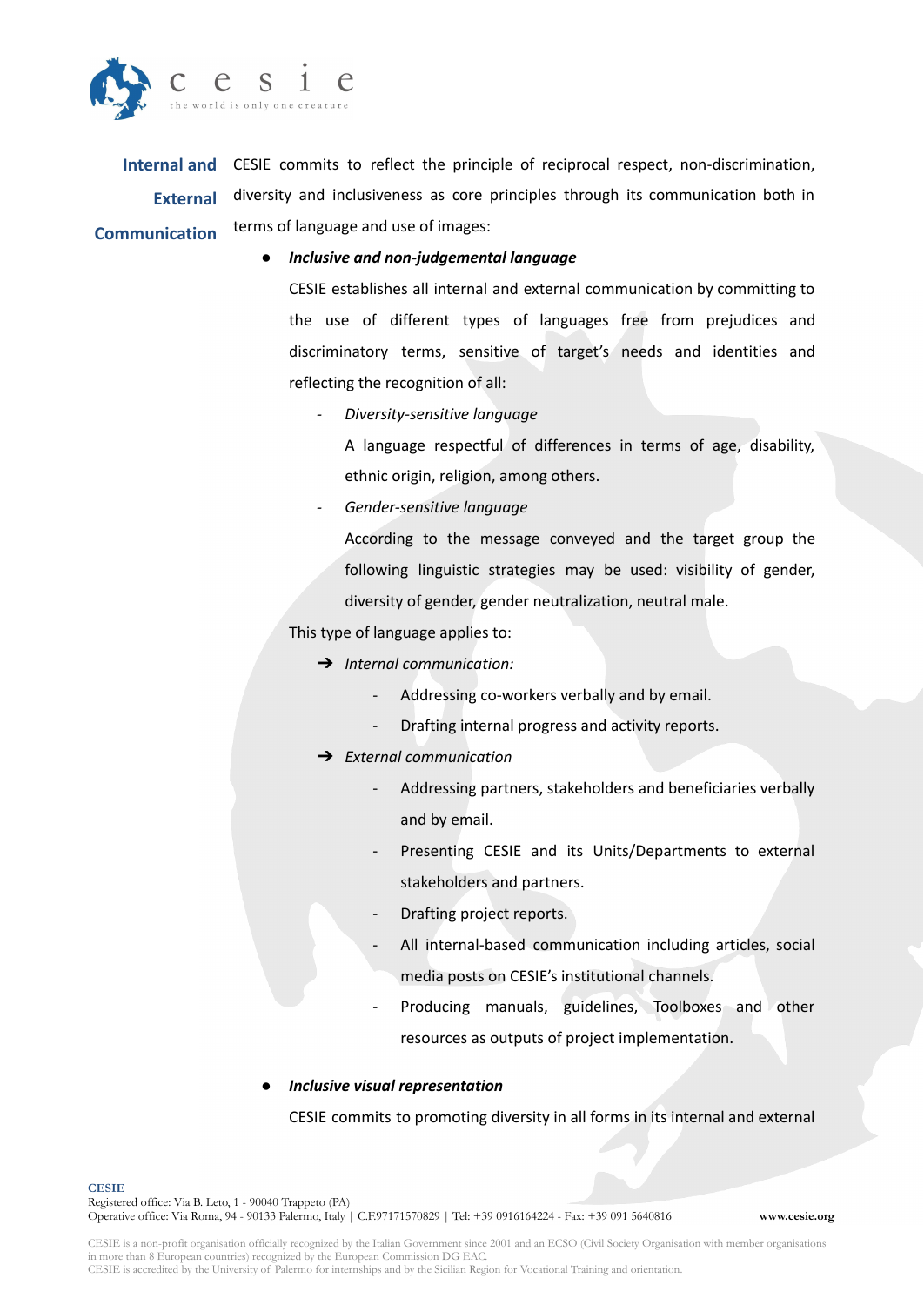**Internal and External Communication**

CESIE commits to reflect the principle of reciprocal respect, non-discrimination, diversity and inclusiveness as core principles through its communication both in terms of language and use of images:

- ***Inclusive and non-judgemental language***

  CESIE establishes all internal and external communication by committing to the use of different types of languages free from prejudices and discriminatory terms, sensitive of target's needs and identities and reflecting the recognition of all:

  - *Diversity-sensitive language*

    A language respectful of differences in terms of age, disability, ethnic origin, religion, among others.

  - *Gender-sensitive language*

    According to the message conveyed and the target group the following linguistic strategies may be used: visibility of gender, diversity of gender, gender neutralization, neutral male.

  This type of language applies to:

  ➔ *Internal communication:*

  - Addressing co-workers verbally and by email.
  - Drafting internal progress and activity reports.

  ➔ *External communication*

  - Addressing partners, stakeholders and beneficiaries verbally and by email.
  - Presenting CESIE and its Units/Departments to external stakeholders and partners.
  - Drafting project reports.
  - All internal-based communication including articles, social media posts on CESIE's institutional channels.
  - Producing manuals, guidelines, Toolboxes and other resources as outputs of project implementation.

- ***Inclusive visual representation***

  CESIE commits to promoting diversity in all forms in its internal and external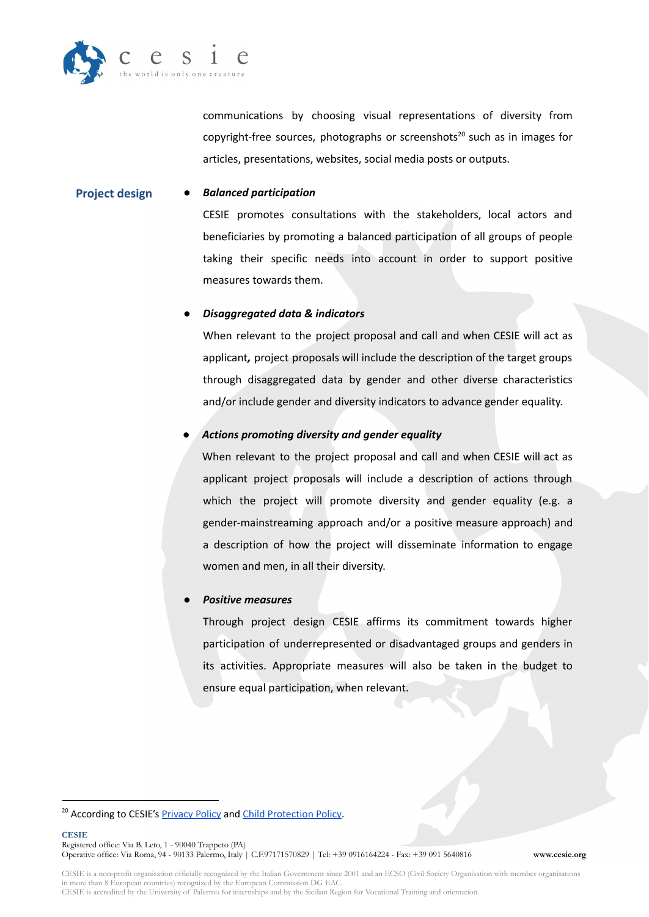communications by choosing visual representations of diversity from copyright-free sources, photographs or screenshots[20] such as in images for articles, presentations, websites, social media posts or outputs.

## Project design

- ***Balanced participation***

  CESIE promotes consultations with the stakeholders, local actors and beneficiaries by promoting a balanced participation of all groups of people taking their specific needs into account in order to support positive measures towards them.

- ***Disaggregated data & indicators***

  When relevant to the project proposal and call and when CESIE will act as applicant*,* project proposals will include the description of the target groups through disaggregated data by gender and other diverse characteristics and/or include gender and diversity indicators to advance gender equality.

- ***Actions promoting diversity and gender equality***

  When relevant to the project proposal and call and when CESIE will act as applicant project proposals will include a description of actions through which the project will promote diversity and gender equality (e.g. a gender-mainstreaming approach and/or a positive measure approach) and a description of how the project will disseminate information to engage women and men, in all their diversity.

- ***Positive measures***

  Through project design CESIE affirms its commitment towards higher participation of underrepresented or disadvantaged groups and genders in its activities. Appropriate measures will also be taken in the budget to ensure equal participation, when relevant.

---

[20] According to CESIE's Privacy Policy and Child Protection Policy.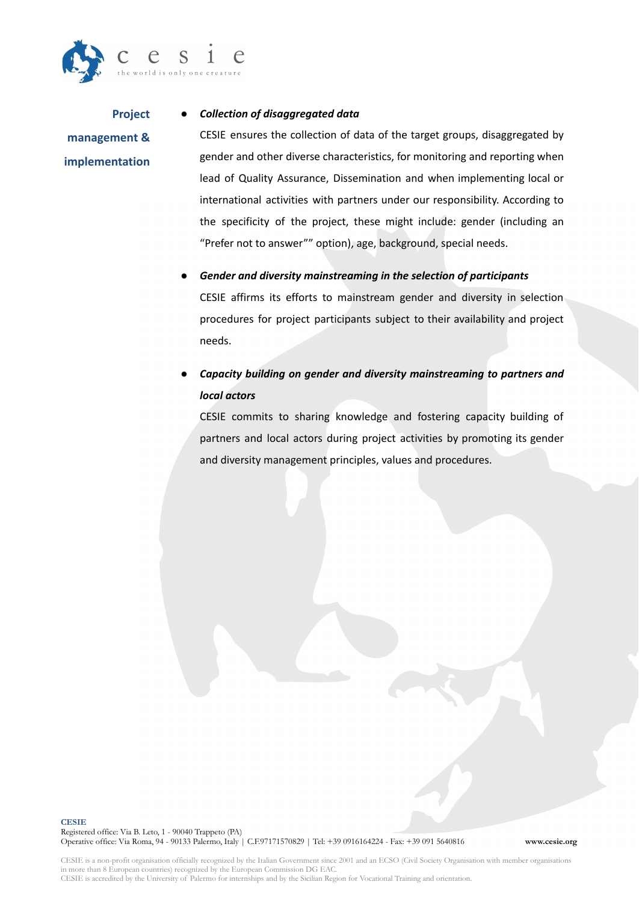**Project management & implementation**

- ***Collection of disaggregated data***

  CESIE ensures the collection of data of the target groups, disaggregated by gender and other diverse characteristics, for monitoring and reporting when lead of Quality Assurance, Dissemination and when implementing local or international activities with partners under our responsibility. According to the specificity of the project, these might include: gender (including an “Prefer not to answer”” option), age, background, special needs.

- ***Gender and diversity mainstreaming in the selection of participants***

  CESIE affirms its efforts to mainstream gender and diversity in selection procedures for project participants subject to their availability and project needs.

- ***Capacity building on gender and diversity mainstreaming to partners and local actors***

  CESIE commits to sharing knowledge and fostering capacity building of partners and local actors during project activities by promoting its gender and diversity management principles, values and procedures.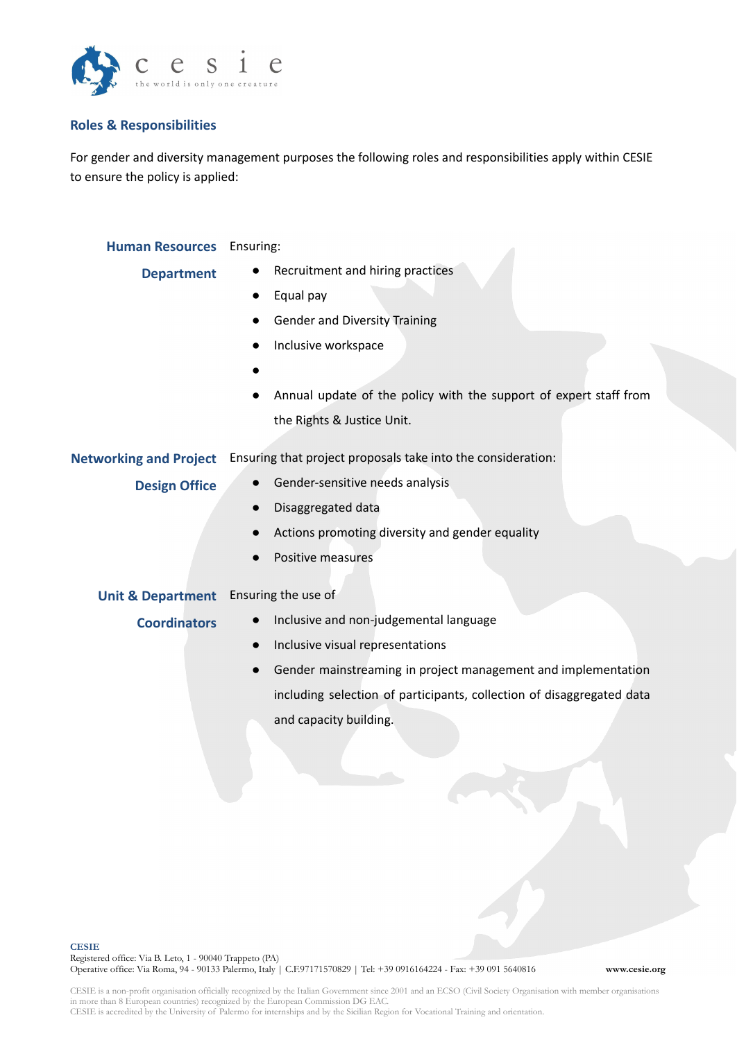## Roles & Responsibilities

For gender and diversity management purposes the following roles and responsibilities apply within CESIE to ensure the policy is applied:

| | |
|---|---|
| **Human Resources Department** | Ensuring:<br>● Recruitment and hiring practices<br>● Equal pay<br>● Gender and Diversity Training<br>● Inclusive workspace<br>●<br>● Annual update of the policy with the support of expert staff from the Rights & Justice Unit. |
| **Networking and Project Design Office** | Ensuring that project proposals take into the consideration:<br>● Gender-sensitive needs analysis<br>● Disaggregated data<br>● Actions promoting diversity and gender equality<br>● Positive measures |
| **Unit & Department Coordinators** | Ensuring the use of<br>● Inclusive and non-judgemental language<br>● Inclusive visual representations<br>● Gender mainstreaming in project management and implementation including selection of participants, collection of disaggregated data and capacity building. |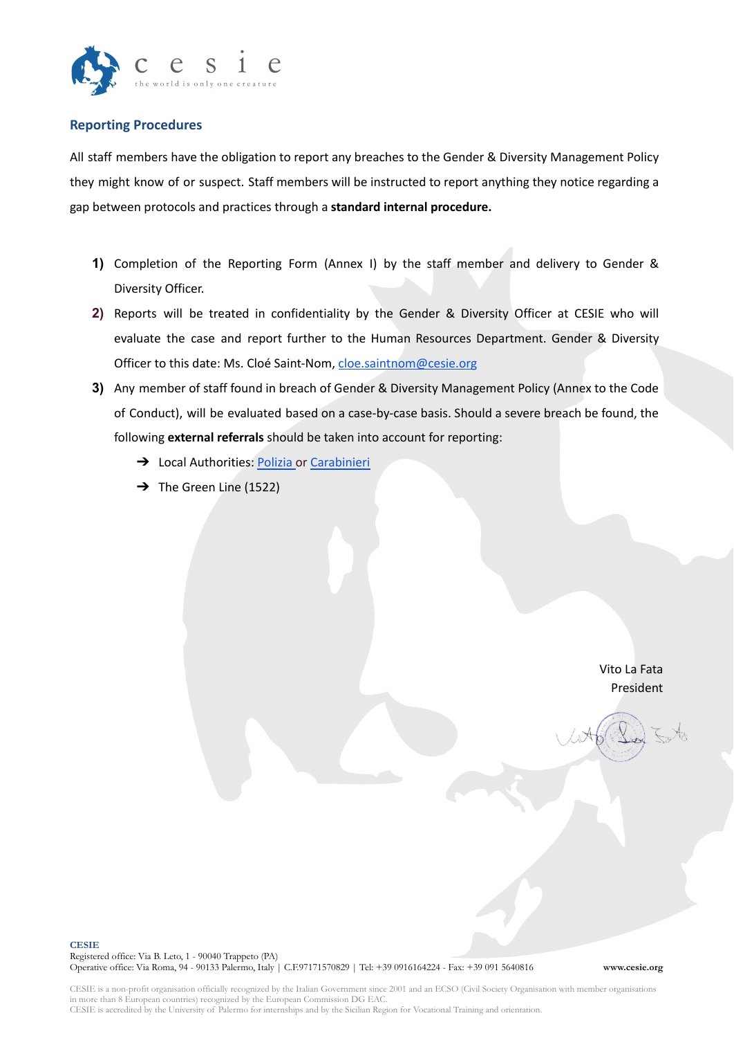## Reporting Procedures

All staff members have the obligation to report any breaches to the Gender & Diversity Management Policy they might know of or suspect. Staff members will be instructed to report anything they notice regarding a gap between protocols and practices through a **standard internal procedure.**

1) Completion of the Reporting Form (Annex I) by the staff member and delivery to Gender & Diversity Officer.
2) Reports will be treated in confidentiality by the Gender & Diversity Officer at CESIE who will evaluate the case and report further to the Human Resources Department. Gender & Diversity Officer to this date: Ms. Cloé Saint-Nom, cloe.saintnom@cesie.org
3) Any member of staff found in breach of Gender & Diversity Management Policy (Annex to the Code of Conduct), will be evaluated based on a case-by-case basis. Should a severe breach be found, the following **external referrals** should be taken into account for reporting:
   - ➔ Local Authorities: Polizia or Carabinieri
   - ➔ The Green Line (1522)

Vito La Fata
President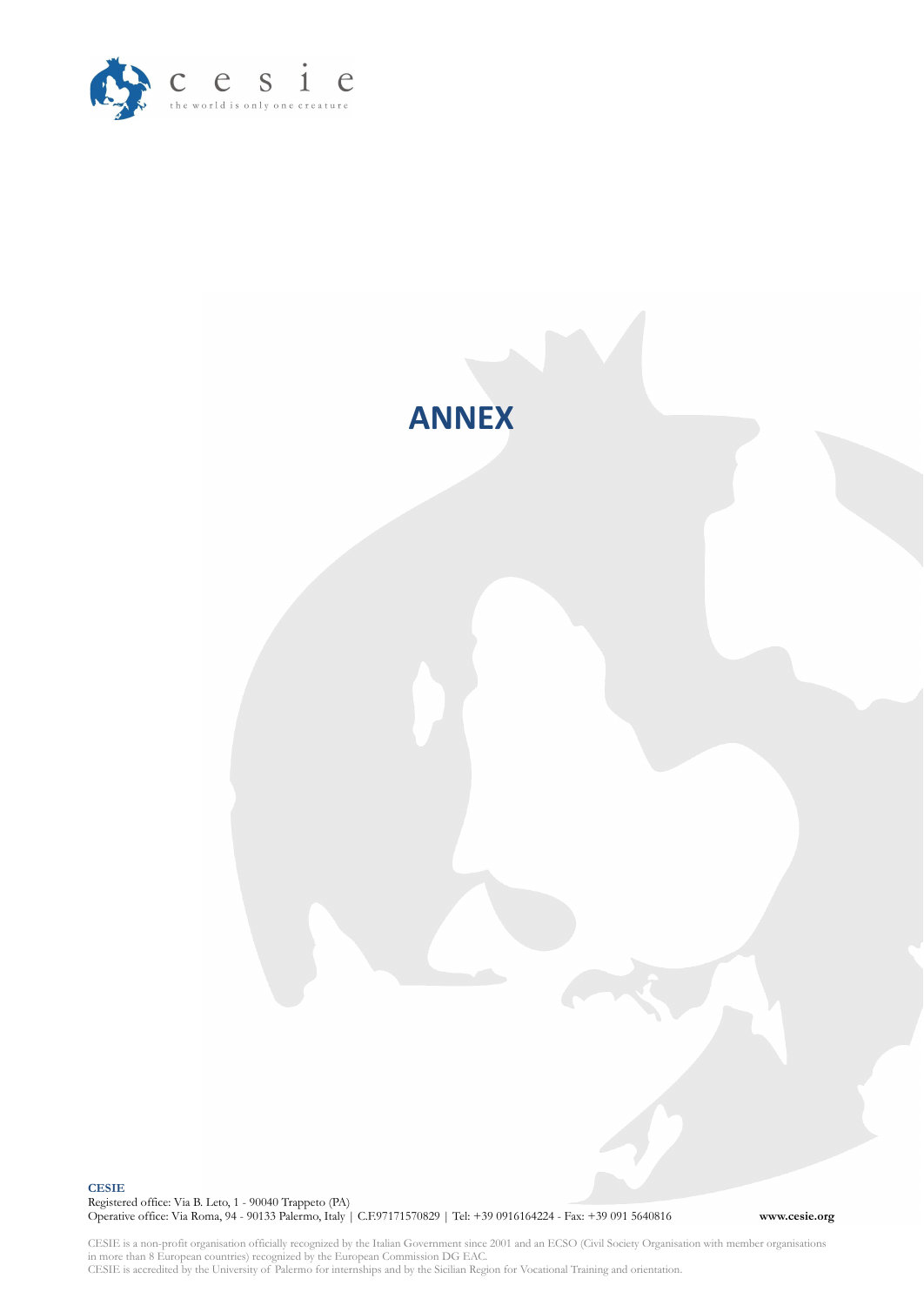# ANNEX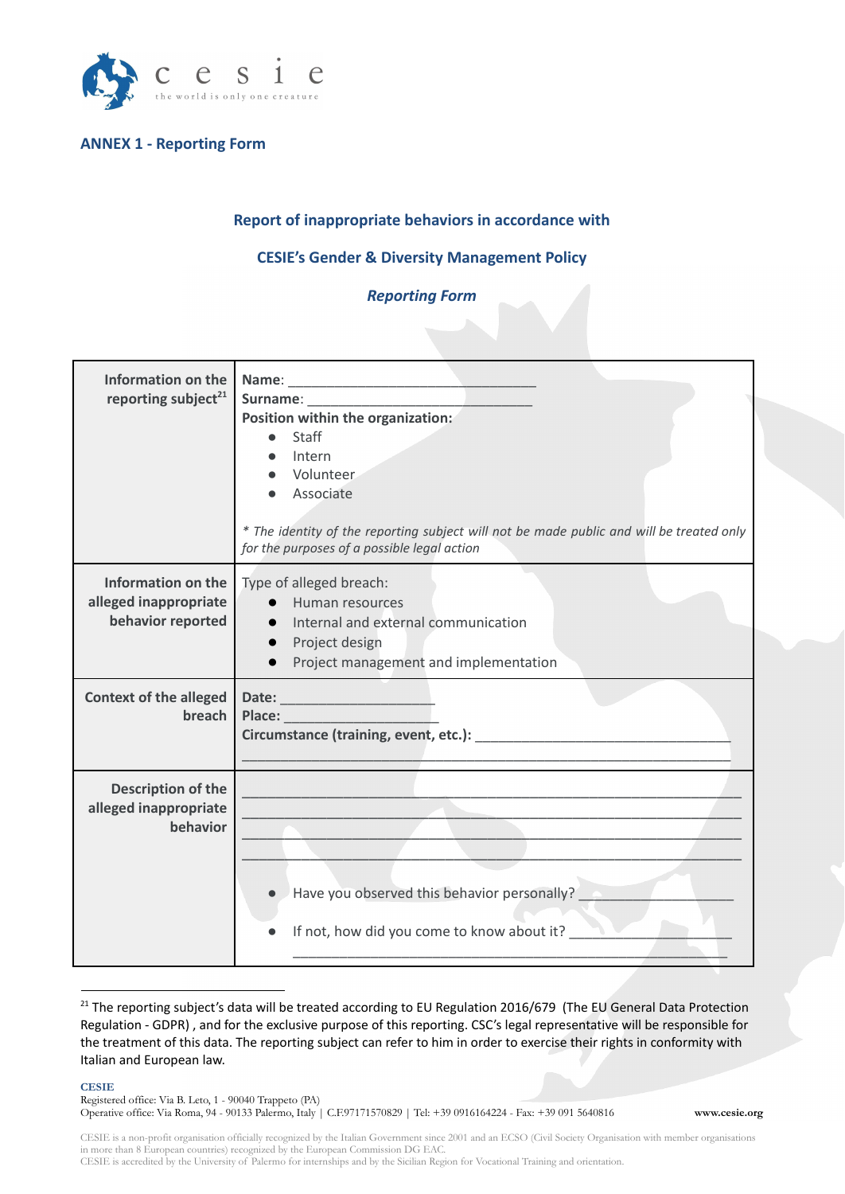## ANNEX 1 - Reporting Form

**Report of inappropriate behaviors in accordance with**

**CESIE's Gender & Diversity Management Policy**

***Reporting Form***

| | |
|---|---|
| **Information on the reporting subject**[21] | **Name**: ______________________________<br>**Surname**: ____________________________<br>**Position within the organization:**<br>● Staff<br>● Intern<br>● Volunteer<br>● Associate<br><br>*\* The identity of the reporting subject will not be made public and will be treated only for the purposes of a possible legal action* |
| **Information on the alleged inappropriate behavior reported** | Type of alleged breach:<br>● Human resources<br>● Internal and external communication<br>● Project design<br>● Project management and implementation |
| **Context of the alleged breach** | **Date:** ___________________<br>**Place:** ___________________<br>**Circumstance (training, event, etc.):** ________________________________<br>____________________________________________________________ |
| **Description of the alleged inappropriate behavior** | ____________________________________________________________<br>____________________________________________________________<br>____________________________________________________________<br>____________________________________________________________<br><br>● Have you observed this behavior personally? ___________________<br><br>● If not, how did you come to know about it? ___________________<br>____________________________________________________ |

[21] The reporting subject's data will be treated according to EU Regulation 2016/679 (The EU General Data Protection Regulation - GDPR) , and for the exclusive purpose of this reporting. CSC's legal representative will be responsible for the treatment of this data. The reporting subject can refer to him in order to exercise their rights in conformity with Italian and European law.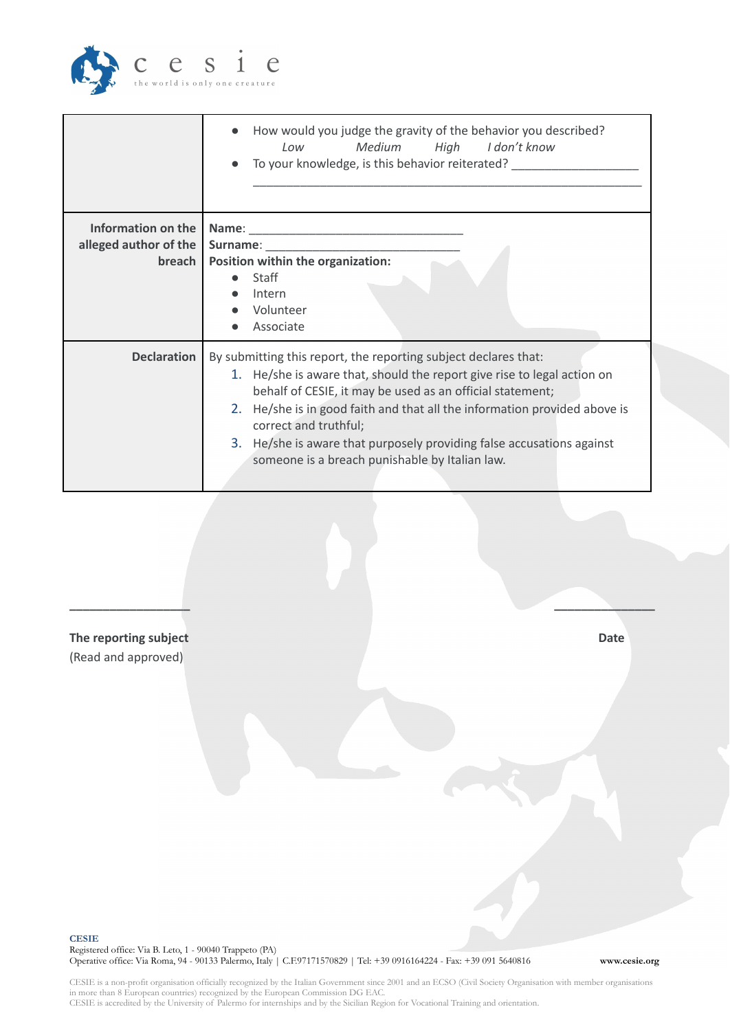| | |
|---|---|
| | • How would you judge the gravity of the behavior you described? *Low* *Medium* *High* *I don't know*<br>• To your knowledge, is this behavior reiterated? ___________________<br>___________________________________________________________ |
| **Information on the alleged author of the breach** | **Name**: _________________________________<br>**Surname**: _______________________________<br>**Position within the organization:**<br>• Staff<br>• Intern<br>• Volunteer<br>• Associate |
| **Declaration** | By submitting this report, the reporting subject declares that:<br>1. He/she is aware that, should the report give rise to legal action on behalf of CESIE, it may be used as an official statement;<br>2. He/she is in good faith and that all the information provided above is correct and truthful;<br>3. He/she is aware that purposely providing false accusations against someone is a breach punishable by Italian law. |

__________________                                                                                    _______________

**The reporting subject**                                                                                    **Date**

(Read and approved)